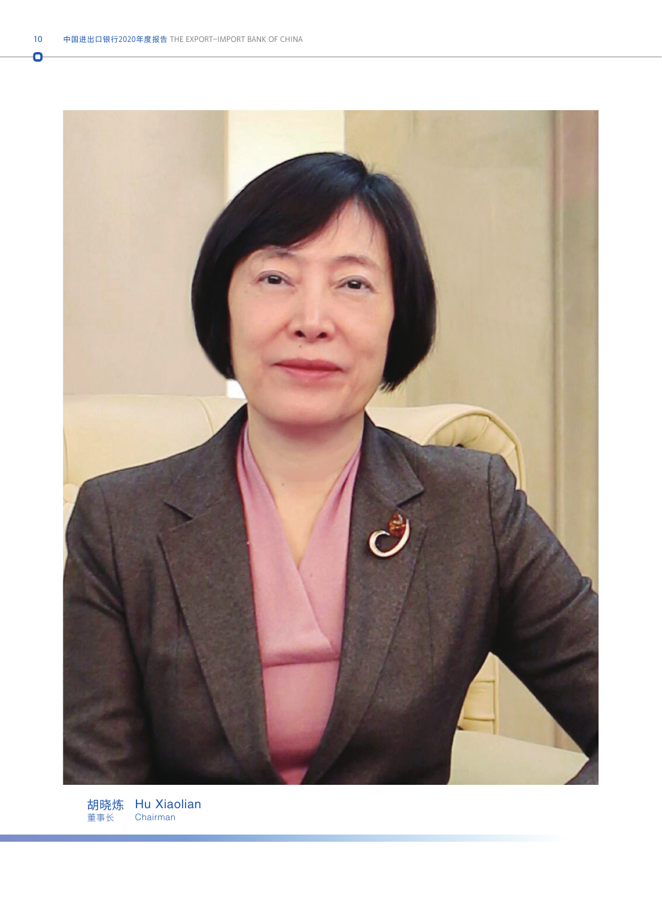胡晓炼 Hu Xiaolian

董事长 Chairman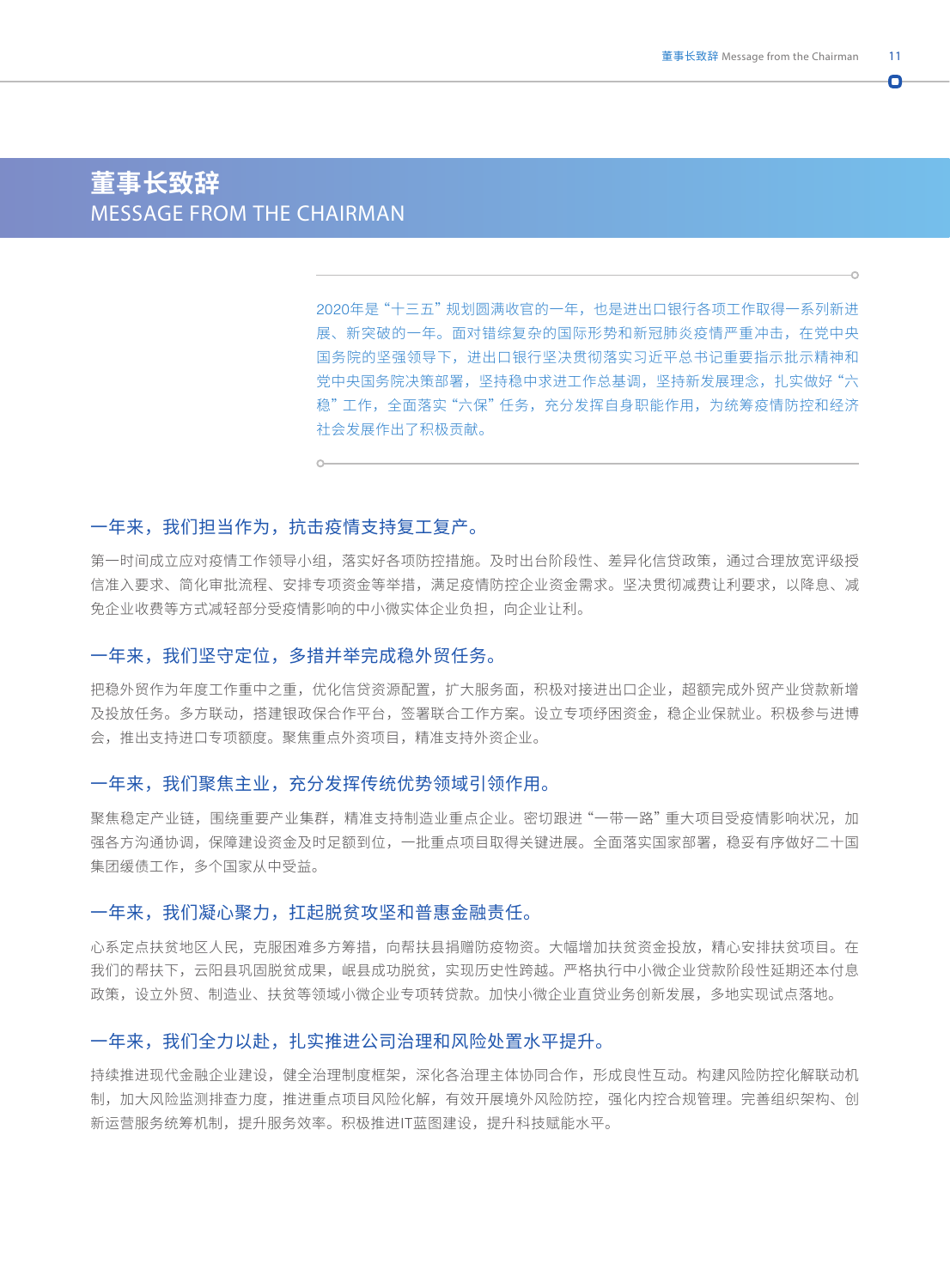# 董事长致辞
MESSAGE FROM THE CHAIRMAN

2020年是“十三五”规划圆满收官的一年，也是进出口银行各项工作取得一系列新进展、新突破的一年。面对错综复杂的国际形势和新冠肺炎疫情严重冲击，在党中央国务院的坚强领导下，进出口银行坚决贯彻落实习近平总书记重要指示批示精神和党中央国务院决策部署，坚持稳中求进工作总基调，坚持新发展理念，扎实做好“六稳”工作，全面落实“六保”任务，充分发挥自身职能作用，为统筹疫情防控和经济社会发展作出了积极贡献。

## 一年来，我们担当作为，抗击疫情支持复工复产。

第一时间成立应对疫情工作领导小组，落实好各项防控措施。及时出台阶段性、差异化信贷政策，通过合理放宽评级授信准入要求、简化审批流程、安排专项资金等举措，满足疫情防控企业资金需求。坚决贯彻减费让利要求，以降息、减免企业收费等方式减轻部分受疫情影响的中小微实体企业负担，向企业让利。

## 一年来，我们坚守定位，多措并举完成稳外贸任务。

把稳外贸作为年度工作重中之重，优化信贷资源配置，扩大服务面，积极对接进出口企业，超额完成外贸产业贷款新增及投放任务。多方联动，搭建银政保合作平台，签署联合工作方案。设立专项纾困资金，稳企业保就业。积极参与进博会，推出支持进口专项额度。聚焦重点外资项目，精准支持外资企业。

## 一年来，我们聚焦主业，充分发挥传统优势领域引领作用。

聚焦稳定产业链，围绕重要产业集群，精准支持制造业重点企业。密切跟进“一带一路”重大项目受疫情影响状况，加强各方沟通协调，保障建设资金及时足额到位，一批重点项目取得关键进展。全面落实国家部署，稳妥有序做好二十国集团缓债工作，多个国家从中受益。

## 一年来，我们凝心聚力，扛起脱贫攻坚和普惠金融责任。

心系定点扶贫地区人民，克服困难多方筹措，向帮扶县捐赠防疫物资。大幅增加扶贫资金投放，精心安排扶贫项目。在我们的帮扶下，云阳县巩固脱贫成果，岷县成功脱贫，实现历史性跨越。严格执行中小微企业贷款阶段性延期还本付息政策，设立外贸、制造业、扶贫等领域小微企业专项转贷款。加快小微企业直贷业务创新发展，多地实现试点落地。

## 一年来，我们全力以赴，扎实推进公司治理和风险处置水平提升。

持续推进现代金融企业建设，健全治理制度框架，深化各治理主体协同合作，形成良性互动。构建风险防控化解联动机制，加大风险监测排查力度，推进重点项目风险化解，有效开展境外风险防控，强化内控合规管理。完善组织架构、创新运营服务统筹机制，提升服务效率。积极推进IT蓝图建设，提升科技赋能水平。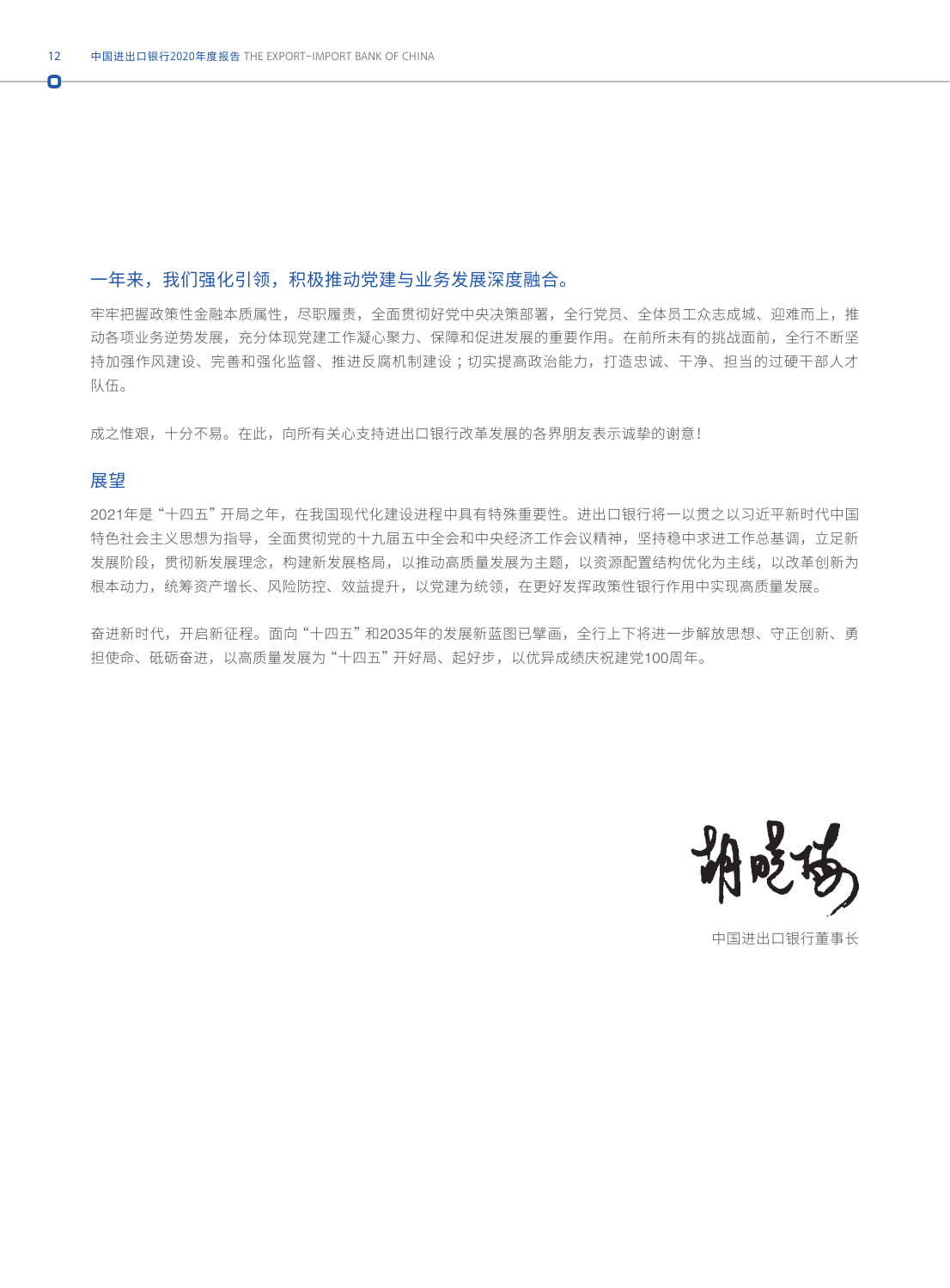### 一年来，我们强化引领，积极推动党建与业务发展深度融合。

牢牢把握政策性金融本质属性，尽职履责，全面贯彻好党中央决策部署，全行党员、全体员工众志成城、迎难而上，推动各项业务逆势发展，充分体现党建工作凝心聚力、保障和促进发展的重要作用。在前所未有的挑战面前，全行不断坚持加强作风建设、完善和强化监督、推进反腐机制建设；切实提高政治能力，打造忠诚、干净、担当的过硬干部人才队伍。

成之惟艰，十分不易。在此，向所有关心支持进出口银行改革发展的各界朋友表示诚挚的谢意！

### 展望

2021年是“十四五”开局之年，在我国现代化建设进程中具有特殊重要性。进出口银行将一以贯之以习近平新时代中国特色社会主义思想为指导，全面贯彻党的十九届五中全会和中央经济工作会议精神，坚持稳中求进工作总基调，立足新发展阶段，贯彻新发展理念，构建新发展格局，以推动高质量发展为主题，以资源配置结构优化为主线，以改革创新为根本动力，统筹资产增长、风险防控、效益提升，以党建为统领，在更好发挥政策性银行作用中实现高质量发展。

奋进新时代，开启新征程。面向“十四五”和2035年的发展新蓝图已擘画，全行上下将进一步解放思想、守正创新、勇担使命、砥砺奋进，以高质量发展为“十四五”开好局、起好步，以优异成绩庆祝建党100周年。

胡晓炜

中国进出口银行董事长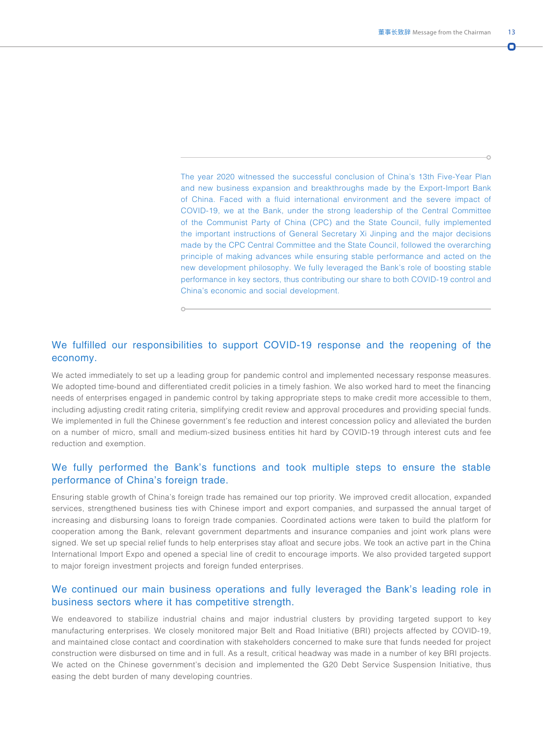The year 2020 witnessed the successful conclusion of China's 13th Five-Year Plan and new business expansion and breakthroughs made by the Export-Import Bank of China. Faced with a fluid international environment and the severe impact of COVID-19, we at the Bank, under the strong leadership of the Central Committee of the Communist Party of China (CPC) and the State Council, fully implemented the important instructions of General Secretary Xi Jinping and the major decisions made by the CPC Central Committee and the State Council, followed the overarching principle of making advances while ensuring stable performance and acted on the new development philosophy. We fully leveraged the Bank's role of boosting stable performance in key sectors, thus contributing our share to both COVID-19 control and China's economic and social development.

## We fulfilled our responsibilities to support COVID-19 response and the reopening of the economy.

We acted immediately to set up a leading group for pandemic control and implemented necessary response measures. We adopted time-bound and differentiated credit policies in a timely fashion. We also worked hard to meet the financing needs of enterprises engaged in pandemic control by taking appropriate steps to make credit more accessible to them, including adjusting credit rating criteria, simplifying credit review and approval procedures and providing special funds. We implemented in full the Chinese government's fee reduction and interest concession policy and alleviated the burden on a number of micro, small and medium-sized business entities hit hard by COVID-19 through interest cuts and fee reduction and exemption.

## We fully performed the Bank's functions and took multiple steps to ensure the stable performance of China's foreign trade.

Ensuring stable growth of China's foreign trade has remained our top priority. We improved credit allocation, expanded services, strengthened business ties with Chinese import and export companies, and surpassed the annual target of increasing and disbursing loans to foreign trade companies. Coordinated actions were taken to build the platform for cooperation among the Bank, relevant government departments and insurance companies and joint work plans were signed. We set up special relief funds to help enterprises stay afloat and secure jobs. We took an active part in the China International Import Expo and opened a special line of credit to encourage imports. We also provided targeted support to major foreign investment projects and foreign funded enterprises.

## We continued our main business operations and fully leveraged the Bank's leading role in business sectors where it has competitive strength.

We endeavored to stabilize industrial chains and major industrial clusters by providing targeted support to key manufacturing enterprises. We closely monitored major Belt and Road Initiative (BRI) projects affected by COVID-19, and maintained close contact and coordination with stakeholders concerned to make sure that funds needed for project construction were disbursed on time and in full. As a result, critical headway was made in a number of key BRI projects. We acted on the Chinese government's decision and implemented the G20 Debt Service Suspension Initiative, thus easing the debt burden of many developing countries.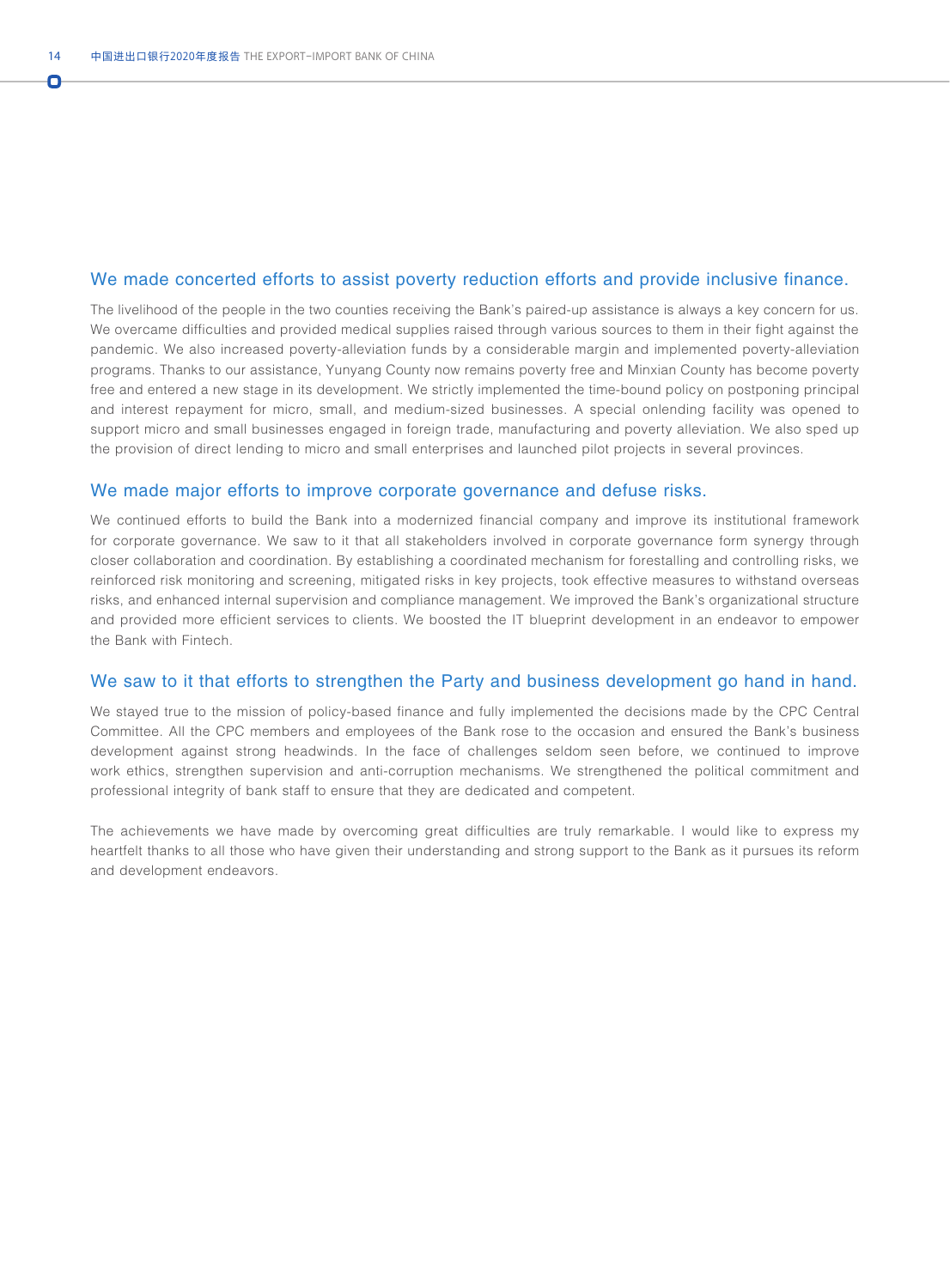## We made concerted efforts to assist poverty reduction efforts and provide inclusive finance.

The livelihood of the people in the two counties receiving the Bank's paired-up assistance is always a key concern for us. We overcame difficulties and provided medical supplies raised through various sources to them in their fight against the pandemic. We also increased poverty-alleviation funds by a considerable margin and implemented poverty-alleviation programs. Thanks to our assistance, Yunyang County now remains poverty free and Minxian County has become poverty free and entered a new stage in its development. We strictly implemented the time-bound policy on postponing principal and interest repayment for micro, small, and medium-sized businesses. A special onlending facility was opened to support micro and small businesses engaged in foreign trade, manufacturing and poverty alleviation. We also sped up the provision of direct lending to micro and small enterprises and launched pilot projects in several provinces.

## We made major efforts to improve corporate governance and defuse risks.

We continued efforts to build the Bank into a modernized financial company and improve its institutional framework for corporate governance. We saw to it that all stakeholders involved in corporate governance form synergy through closer collaboration and coordination. By establishing a coordinated mechanism for forestalling and controlling risks, we reinforced risk monitoring and screening, mitigated risks in key projects, took effective measures to withstand overseas risks, and enhanced internal supervision and compliance management. We improved the Bank's organizational structure and provided more efficient services to clients. We boosted the IT blueprint development in an endeavor to empower the Bank with Fintech.

## We saw to it that efforts to strengthen the Party and business development go hand in hand.

We stayed true to the mission of policy-based finance and fully implemented the decisions made by the CPC Central Committee. All the CPC members and employees of the Bank rose to the occasion and ensured the Bank's business development against strong headwinds. In the face of challenges seldom seen before, we continued to improve work ethics, strengthen supervision and anti-corruption mechanisms. We strengthened the political commitment and professional integrity of bank staff to ensure that they are dedicated and competent.

The achievements we have made by overcoming great difficulties are truly remarkable. I would like to express my heartfelt thanks to all those who have given their understanding and strong support to the Bank as it pursues its reform and development endeavors.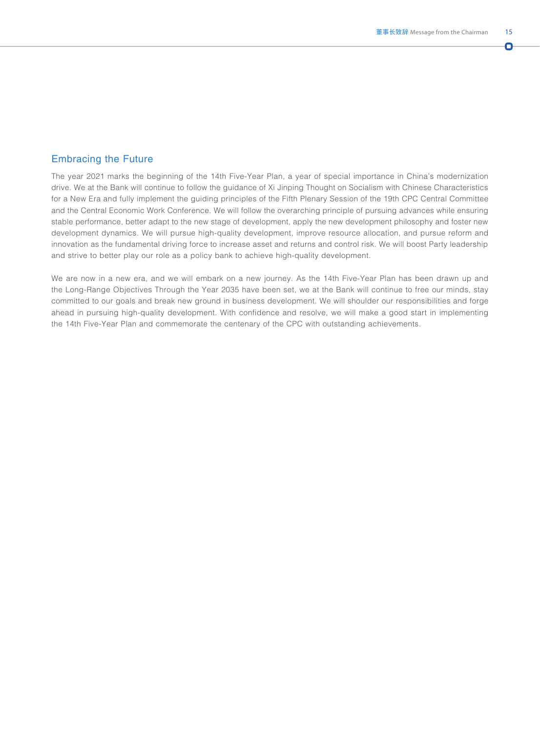## Embracing the Future

The year 2021 marks the beginning of the 14th Five-Year Plan, a year of special importance in China's modernization drive. We at the Bank will continue to follow the guidance of Xi Jinping Thought on Socialism with Chinese Characteristics for a New Era and fully implement the guiding principles of the Fifth Plenary Session of the 19th CPC Central Committee and the Central Economic Work Conference. We will follow the overarching principle of pursuing advances while ensuring stable performance, better adapt to the new stage of development, apply the new development philosophy and foster new development dynamics. We will pursue high-quality development, improve resource allocation, and pursue reform and innovation as the fundamental driving force to increase asset and returns and control risk. We will boost Party leadership and strive to better play our role as a policy bank to achieve high-quality development.

We are now in a new era, and we will embark on a new journey. As the 14th Five-Year Plan has been drawn up and the Long-Range Objectives Through the Year 2035 have been set, we at the Bank will continue to free our minds, stay committed to our goals and break new ground in business development. We will shoulder our responsibilities and forge ahead in pursuing high-quality development. With confidence and resolve, we will make a good start in implementing the 14th Five-Year Plan and commemorate the centenary of the CPC with outstanding achievements.